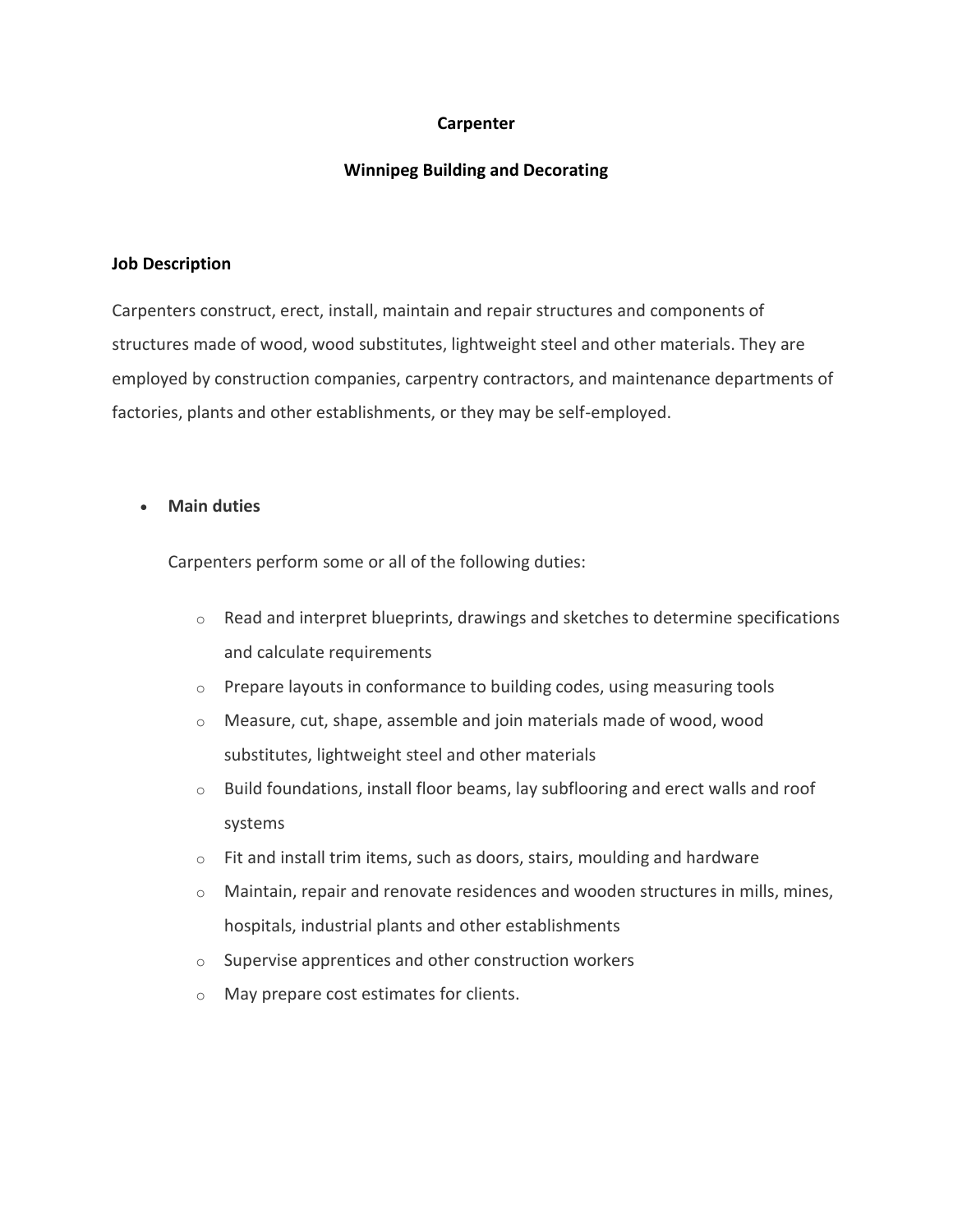**Carpenter**

**Winnipeg Building and Decorating**

**Job Description**

Carpenters construct, erect, install, maintain and repair structures and components of structures made of wood, wood substitutes, lightweight steel and other materials. They are employed by construction companies, carpentry contractors, and maintenance departments of factories, plants and other establishments, or they may be self-employed.

- **Main duties**

  Carpenters perform some or all of the following duties:

  - Read and interpret blueprints, drawings and sketches to determine specifications and calculate requirements
  - Prepare layouts in conformance to building codes, using measuring tools
  - Measure, cut, shape, assemble and join materials made of wood, wood substitutes, lightweight steel and other materials
  - Build foundations, install floor beams, lay subflooring and erect walls and roof systems
  - Fit and install trim items, such as doors, stairs, moulding and hardware
  - Maintain, repair and renovate residences and wooden structures in mills, mines, hospitals, industrial plants and other establishments
  - Supervise apprentices and other construction workers
  - May prepare cost estimates for clients.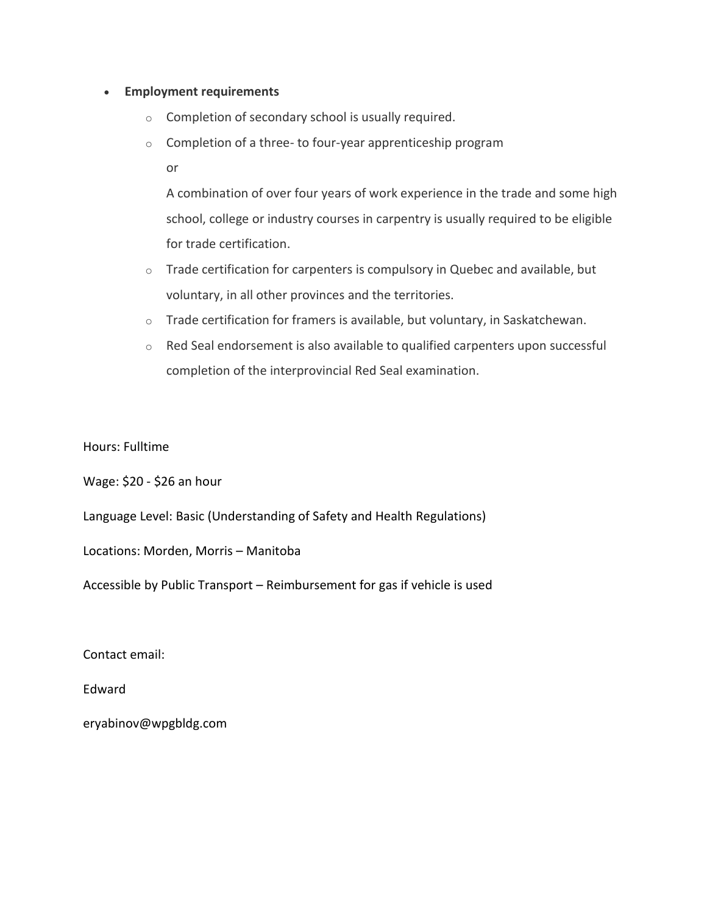- **Employment requirements**
  - Completion of secondary school is usually required.
  - Completion of a three- to four-year apprenticeship program

    or

    A combination of over four years of work experience in the trade and some high school, college or industry courses in carpentry is usually required to be eligible for trade certification.
  - Trade certification for carpenters is compulsory in Quebec and available, but voluntary, in all other provinces and the territories.
  - Trade certification for framers is available, but voluntary, in Saskatchewan.
  - Red Seal endorsement is also available to qualified carpenters upon successful completion of the interprovincial Red Seal examination.

Hours: Fulltime

Wage: $20 - $26 an hour

Language Level: Basic (Understanding of Safety and Health Regulations)

Locations: Morden, Morris – Manitoba

Accessible by Public Transport – Reimbursement for gas if vehicle is used

Contact email:

Edward

eryabinov@wpgbldg.com